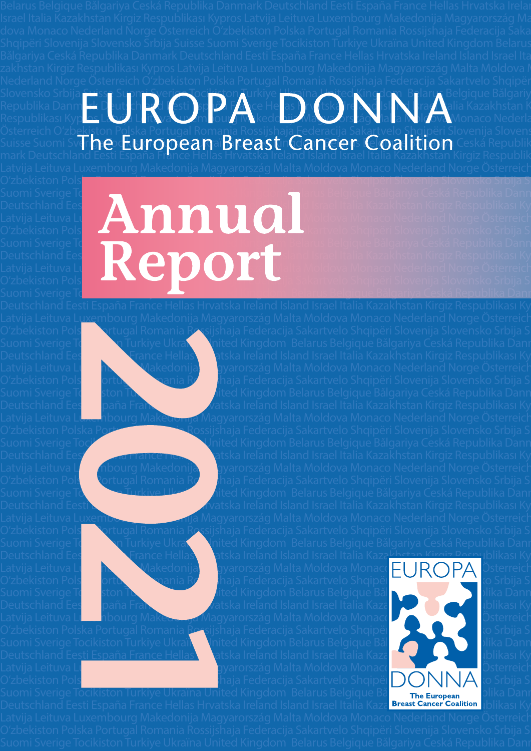# EUROPA DONNA

## The European Breast Cancer Coalition

# Annual Report

# 2021

EUROPA DONNA
The European Breast Cancer Coalition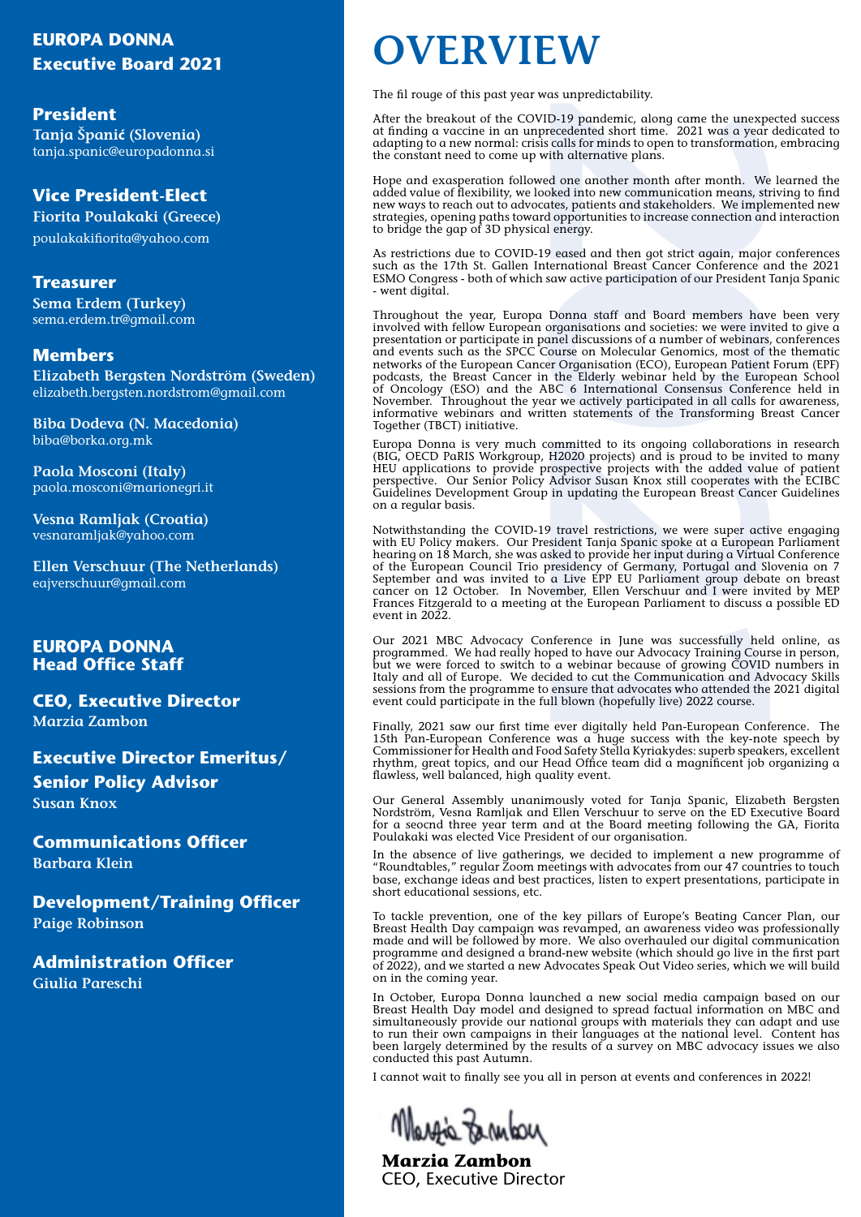## EUROPA DONNA Executive Board 2021

**President**
**Tanja Španić (Slovenia)**
tanja.spanic@europadonna.si

**Vice President-Elect**
**Fiorita Poulakaki (Greece)**
poulakakifiorita@yahoo.com

**Treasurer**
**Sema Erdem (Turkey)**
sema.erdem.tr@gmail.com

**Members**
**Elizabeth Bergsten Nordström (Sweden)**
elizabeth.bergsten.nordstrom@gmail.com

**Biba Dodeva (N. Macedonia)**
biba@borka.org.mk

**Paola Mosconi (Italy)**
paola.mosconi@marionegri.it

**Vesna Ramljak (Croatia)**
vesnaramljak@yahoo.com

**Ellen Verschuur (The Netherlands)**
eajverschuur@gmail.com

## EUROPA DONNA Head Office Staff

**CEO, Executive Director**
**Marzia Zambon**

**Executive Director Emeritus/ Senior Policy Advisor**
**Susan Knox**

**Communications Officer**
**Barbara Klein**

**Development/Training Officer**
**Paige Robinson**

**Administration Officer**
**Giulia Pareschi**

# OVERVIEW

The fil rouge of this past year was unpredictability.

After the breakout of the COVID-19 pandemic, along came the unexpected success at finding a vaccine in an unprecedented short time. 2021 was a year dedicated to adapting to a new normal: crisis calls for minds to open to transformation, embracing the constant need to come up with alternative plans.

Hope and exasperation followed one another month after month. We learned the added value of flexibility, we looked into new communication means, striving to find new ways to reach out to advocates, patients and stakeholders. We implemented new strategies, opening paths toward opportunities to increase connection and interaction to bridge the gap of 3D physical energy.

As restrictions due to COVID-19 eased and then got strict again, major conferences such as the 17th St. Gallen International Breast Cancer Conference and the 2021 ESMO Congress - both of which saw active participation of our President Tanja Spanic - went digital.

Throughout the year, Europa Donna staff and Board members have been very involved with fellow European organisations and societies: we were invited to give a presentation or participate in panel discussions of a number of webinars, conferences and events such as the SPCC Course on Molecular Genomics, most of the thematic networks of the European Cancer Organisation (ECO), European Patient Forum (EPF) podcasts, the Breast Cancer in the Elderly webinar held by the European School of Oncology (ESO) and the ABC 6 International Consensus Conference held in November. Throughout the year we actively participated in all calls for awareness, informative webinars and written statements of the Transforming Breast Cancer Together (TBCT) initiative.

Europa Donna is very much committed to its ongoing collaborations in research (BIG, OECD PaRIS Workgroup, H2020 projects) and is proud to be invited to many HEU applications to provide prospective projects with the added value of patient perspective. Our Senior Policy Advisor Susan Knox still cooperates with the ECIBC Guidelines Development Group in updating the European Breast Cancer Guidelines on a regular basis.

Notwithstanding the COVID-19 travel restrictions, we were super active engaging with EU Policy makers. Our President Tanja Spanic spoke at a European Parliament hearing on 18 March, she was asked to provide her input during a Virtual Conference of the European Council Trio presidency of Germany, Portugal and Slovenia on 7 September and was invited to a Live EPP EU Parliament group debate on breast cancer on 12 October. In November, Ellen Verschuur and I were invited by MEP Frances Fitzgerald to a meeting at the European Parliament to discuss a possible ED event in 2022.

Our 2021 MBC Advocacy Conference in June was successfully held online, as programmed. We had really hoped to have our Advocacy Training Course in person, but we were forced to switch to a webinar because of growing COVID numbers in Italy and all of Europe. We decided to cut the Communication and Advocacy Skills sessions from the programme to ensure that advocates who attended the 2021 digital event could participate in the full blown (hopefully live) 2022 course.

Finally, 2021 saw our first time ever digitally held Pan-European Conference. The 15th Pan-European Conference was a huge success with the key-note speech by Commissioner for Health and Food Safety Stella Kyriakydes: superb speakers, excellent rhythm, great topics, and our Head Office team did a magnificent job organizing a flawless, well balanced, high quality event.

Our General Assembly unanimously voted for Tanja Spanic, Elizabeth Bergsten Nordström, Vesna Ramljak and Ellen Verschuur to serve on the ED Executive Board for a seocnd three year term and at the Board meeting following the GA, Fiorita Poulakaki was elected Vice President of our organisation.

In the absence of live gatherings, we decided to implement a new programme of "Roundtables," regular Zoom meetings with advocates from our 47 countries to touch base, exchange ideas and best practices, listen to expert presentations, participate in short educational sessions, etc.

To tackle prevention, one of the key pillars of Europe's Beating Cancer Plan, our Breast Health Day campaign was revamped, an awareness video was professionally made and will be followed by more. We also overhauled our digital communication programme and designed a brand-new website (which should go live in the first part of 2022), and we started a new Advocates Speak Out Video series, which we will build on in the coming year.

In October, Europa Donna launched a new social media campaign based on our Breast Health Day model and designed to spread factual information on MBC and simultaneously provide our national groups with materials they can adapt and use to run their own campaigns in their languages at the national level. Content has been largely determined by the results of a survey on MBC advocacy issues we also conducted this past Autumn.

I cannot wait to finally see you all in person at events and conferences in 2022!

**Marzia Zambon**
CEO, Executive Director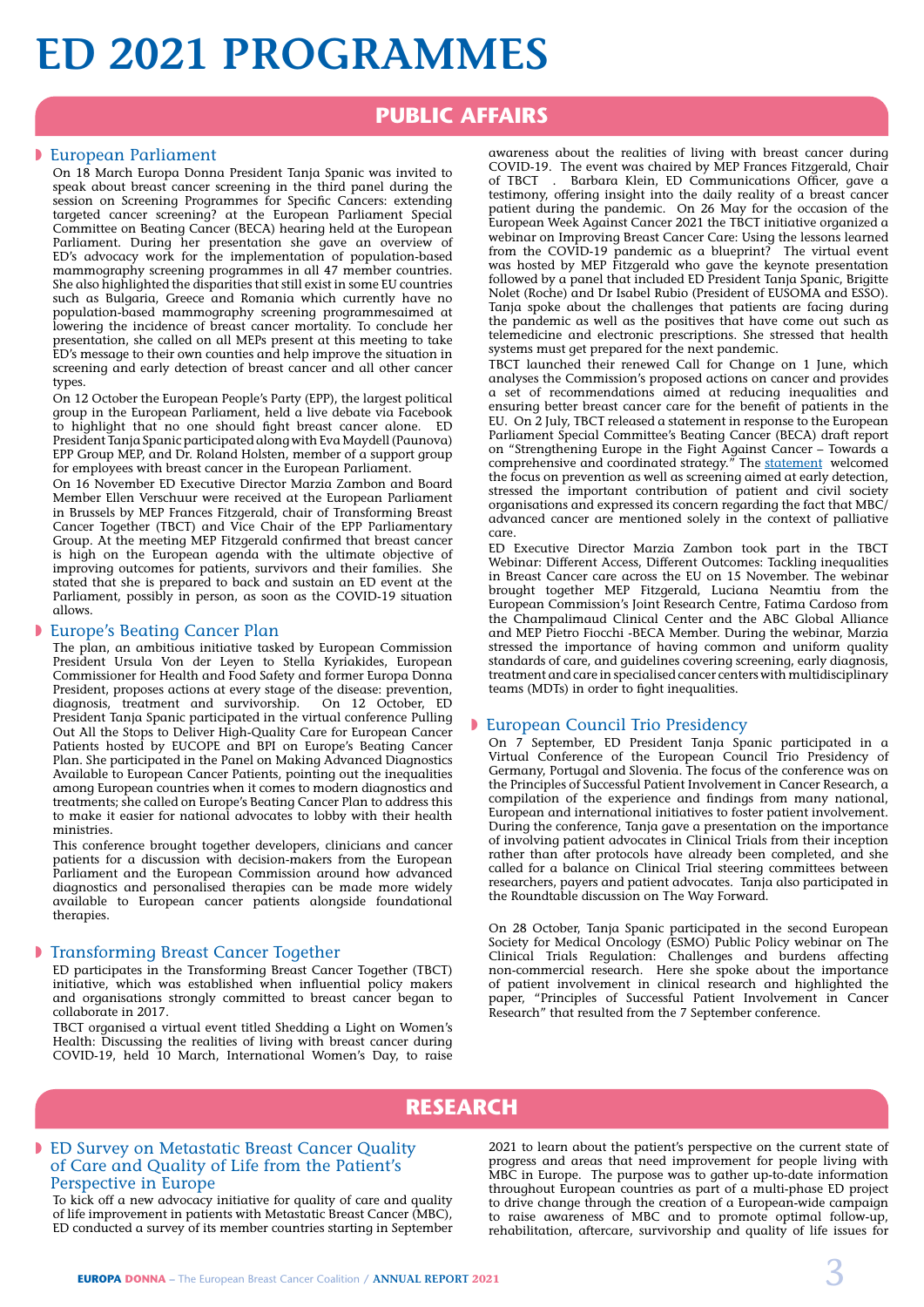# ED 2021 PROGRAMMES

## PUBLIC AFFAIRS

### European Parliament

On 18 March Europa Donna President Tanja Spanic was invited to speak about breast cancer screening in the third panel during the session on Screening Programmes for Specific Cancers: extending targeted cancer screening? at the European Parliament Special Committee on Beating Cancer (BECA) hearing held at the European Parliament. During her presentation she gave an overview of ED's advocacy work for the implementation of population-based mammography screening programmes in all 47 member countries. She also highlighted the disparities that still exist in some EU countries such as Bulgaria, Greece and Romania which currently have no population-based mammography screening programmesaimed at lowering the incidence of breast cancer mortality. To conclude her presentation, she called on all MEPs present at this meeting to take ED's message to their own counties and help improve the situation in screening and early detection of breast cancer and all other cancer types.

On 12 October the European People's Party (EPP), the largest political group in the European Parliament, held a live debate via Facebook to highlight that no one should fight breast cancer alone. ED President Tanja Spanic participated along with Eva Maydell (Paunova) EPP Group MEP, and Dr. Roland Holsten, member of a support group for employees with breast cancer in the European Parliament.

On 16 November ED Executive Director Marzia Zambon and Board Member Ellen Verschuur were received at the European Parliament in Brussels by MEP Frances Fitzgerald, chair of Transforming Breast Cancer Together (TBCT) and Vice Chair of the EPP Parliamentary Group. At the meeting MEP Fitzgerald confirmed that breast cancer is high on the European agenda with the ultimate objective of improving outcomes for patients, survivors and their families. She stated that she is prepared to back and sustain an ED event at the Parliament, possibly in person, as soon as the COVID-19 situation allows.

### Europe's Beating Cancer Plan

The plan, an ambitious initiative tasked by European Commission President Ursula Von der Leyen to Stella Kyriakides, European Commissioner for Health and Food Safety and former Europa Donna President, proposes actions at every stage of the disease: prevention, diagnosis, treatment and survivorship. On 12 October, ED President Tanja Spanic participated in the virtual conference Pulling Out All the Stops to Deliver High-Quality Care for European Cancer Patients hosted by EUCOPE and BPI on Europe's Beating Cancer Plan. She participated in the Panel on Making Advanced Diagnostics Available to European Cancer Patients, pointing out the inequalities among European countries when it comes to modern diagnostics and treatments; she called on Europe's Beating Cancer Plan to address this to make it easier for national advocates to lobby with their health ministries.

This conference brought together developers, clinicians and cancer patients for a discussion with decision-makers from the European Parliament and the European Commission around how advanced diagnostics and personalised therapies can be made more widely available to European cancer patients alongside foundational therapies.

### Transforming Breast Cancer Together

ED participates in the Transforming Breast Cancer Together (TBCT) initiative, which was established when influential policy makers and organisations strongly committed to breast cancer began to collaborate in 2017.

TBCT organised a virtual event titled Shedding a Light on Women's Health: Discussing the realities of living with breast cancer during COVID-19, held 10 March, International Women's Day, to raise awareness about the realities of living with breast cancer during COVID-19. The event was chaired by MEP Frances Fitzgerald, Chair of TBCT . Barbara Klein, ED Communications Officer, gave a testimony, offering insight into the daily reality of a breast cancer patient during the pandemic. On 26 May for the occasion of the European Week Against Cancer 2021 the TBCT initiative organized a webinar on Improving Breast Cancer Care: Using the lessons learned from the COVID-19 pandemic as a blueprint? The virtual event was hosted by MEP Fitzgerald who gave the keynote presentation followed by a panel that included ED President Tanja Spanic, Brigitte Nolet (Roche) and Dr Isabel Rubio (President of EUSOMA and ESSO). Tanja spoke about the challenges that patients are facing during the pandemic as well as the positives that have come out such as telemedicine and electronic prescriptions. She stressed that health systems must get prepared for the next pandemic.

TBCT launched their renewed Call for Change on 1 June, which analyses the Commission's proposed actions on cancer and provides a set of recommendations aimed at reducing inequalities and ensuring better breast cancer care for the benefit of patients in the EU. On 2 July, TBCT released a statement in response to the European Parliament Special Committee's Beating Cancer (BECA) draft report on "Strengthening Europe in the Fight Against Cancer – Towards a comprehensive and coordinated strategy." The statement welcomed the focus on prevention as well as screening aimed at early detection, stressed the important contribution of patient and civil society organisations and expressed its concern regarding the fact that MBC/advanced cancer are mentioned solely in the context of palliative care.

ED Executive Director Marzia Zambon took part in the TBCT Webinar: Different Access, Different Outcomes: Tackling inequalities in Breast Cancer care across the EU on 15 November. The webinar brought together MEP Fitzgerald, Luciana Neamtiu from the European Commission's Joint Research Centre, Fatima Cardoso from the Champalimaud Clinical Center and the ABC Global Alliance and MEP Pietro Fiocchi -BECA Member. During the webinar, Marzia stressed the importance of having common and uniform quality standards of care, and guidelines covering screening, early diagnosis, treatment and care in specialised cancer centers with multidisciplinary teams (MDTs) in order to fight inequalities.

### European Council Trio Presidency

On 7 September, ED President Tanja Spanic participated in a Virtual Conference of the European Council Trio Presidency of Germany, Portugal and Slovenia. The focus of the conference was on the Principles of Successful Patient Involvement in Cancer Research, a compilation of the experience and findings from many national, European and international initiatives to foster patient involvement. During the conference, Tanja gave a presentation on the importance of involving patient advocates in Clinical Trials from their inception rather than after protocols have already been completed, and she called for a balance on Clinical Trial steering committees between researchers, payers and patient advocates. Tanja also participated in the Roundtable discussion on The Way Forward.

On 28 October, Tanja Spanic participated in the second European Society for Medical Oncology (ESMO) Public Policy webinar on The Clinical Trials Regulation: Challenges and burdens affecting non-commercial research. Here she spoke about the importance of patient involvement in clinical research and highlighted the paper, "Principles of Successful Patient Involvement in Cancer Research" that resulted from the 7 September conference.

## RESEARCH

### ED Survey on Metastatic Breast Cancer Quality of Care and Quality of Life from the Patient's Perspective in Europe

To kick off a new advocacy initiative for quality of care and quality of life improvement in patients with Metastatic Breast Cancer (MBC), ED conducted a survey of its member countries starting in September 2021 to learn about the patient's perspective on the current state of progress and areas that need improvement for people living with MBC in Europe. The purpose was to gather up-to-date information throughout European countries as part of a multi-phase ED project to drive change through the creation of a European-wide campaign to raise awareness of MBC and to promote optimal follow-up, rehabilitation, aftercare, survivorship and quality of life issues for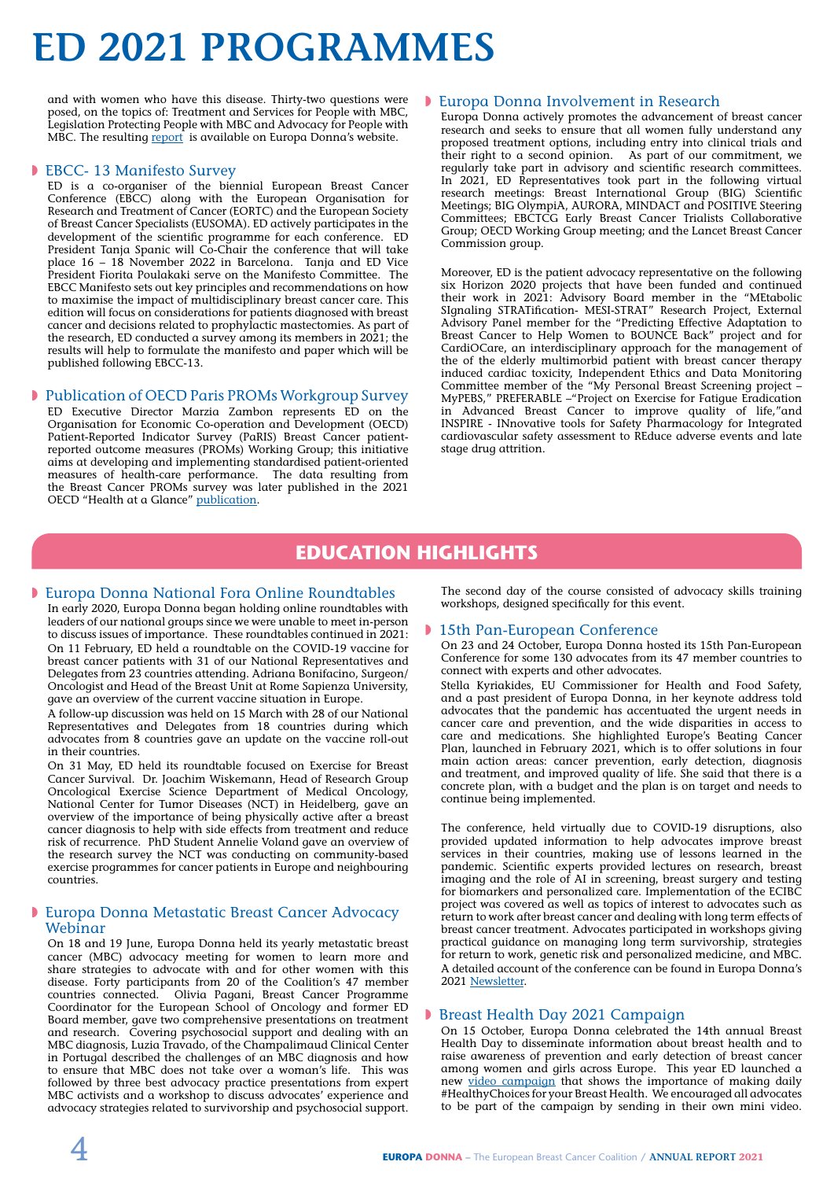# ED 2021 PROGRAMMES

and with women who have this disease. Thirty-two questions were posed, on the topics of: Treatment and Services for People with MBC, Legislation Protecting People with MBC and Advocacy for People with MBC. The resulting report is available on Europa Donna's website.

## EBCC- 13 Manifesto Survey

ED is a co-organiser of the biennial European Breast Cancer Conference (EBCC) along with the European Organisation for Research and Treatment of Cancer (EORTC) and the European Society of Breast Cancer Specialists (EUSOMA). ED actively participates in the development of the scientific programme for each conference. ED President Tanja Spanic will Co-Chair the conference that will take place 16 – 18 November 2022 in Barcelona. Tanja and ED Vice President Fiorita Poulakaki serve on the Manifesto Committee. The EBCC Manifesto sets out key principles and recommendations on how to maximise the impact of multidisciplinary breast cancer care. This edition will focus on considerations for patients diagnosed with breast cancer and decisions related to prophylactic mastectomies. As part of the research, ED conducted a survey among its members in 2021; the results will help to formulate the manifesto and paper which will be published following EBCC-13.

## Publication of OECD Paris PROMs Workgroup Survey

ED Executive Director Marzia Zambon represents ED on the Organisation for Economic Co-operation and Development (OECD) Patient-Reported Indicator Survey (PaRIS) Breast Cancer patient-reported outcome measures (PROMs) Working Group; this initiative aims at developing and implementing standardised patient-oriented measures of health-care performance. The data resulting from the Breast Cancer PROMs survey was later published in the 2021 OECD "Health at a Glance" publication.

## Europa Donna Involvement in Research

Europa Donna actively promotes the advancement of breast cancer research and seeks to ensure that all women fully understand any proposed treatment options, including entry into clinical trials and their right to a second opinion. As part of our commitment, we regularly take part in advisory and scientific research committees. In 2021, ED Representatives took part in the following virtual research meetings: Breast International Group (BIG) Scientific Meetings; BIG OlympiA, AURORA, MINDACT and POSITIVE Steering Committees; EBCTCG Early Breast Cancer Trialists Collaborative Group; OECD Working Group meeting; and the Lancet Breast Cancer Commission group.

Moreover, ED is the patient advocacy representative on the following six Horizon 2020 projects that have been funded and continued their work in 2021: Advisory Board member in the "MEtabolic SIgnaling STRATification- MESI-STRAT" Research Project, External Advisory Panel member for the "Predicting Effective Adaptation to Breast Cancer to Help Women to BOUNCE Back" project and for CardiOCare, an interdisciplinary approach for the management of the of the elderly multimorbid patient with breast cancer therapy induced cardiac toxicity, Independent Ethics and Data Monitoring Committee member of the "My Personal Breast Screening project – MyPEBS," PREFERABLE –"Project on Exercise for Fatigue Eradication in Advanced Breast Cancer to improve quality of life,"and INSPIRE - INnovative tools for Safety Pharmacology for Integrated cardiovascular safety assessment to REduce adverse events and late stage drug attrition.

# EDUCATION HIGHLIGHTS

## Europa Donna National Fora Online Roundtables

In early 2020, Europa Donna began holding online roundtables with leaders of our national groups since we were unable to meet in-person to discuss issues of importance. These roundtables continued in 2021: On 11 February, ED held a roundtable on the COVID-19 vaccine for breast cancer patients with 31 of our National Representatives and Delegates from 23 countries attending. Adriana Bonifacino, Surgeon/ Oncologist and Head of the Breast Unit at Rome Sapienza University, gave an overview of the current vaccine situation in Europe.

A follow-up discussion was held on 15 March with 28 of our National Representatives and Delegates from 18 countries during which advocates from 8 countries gave an update on the vaccine roll-out in their countries.

On 31 May, ED held its roundtable focused on Exercise for Breast Cancer Survival. Dr. Joachim Wiskemann, Head of Research Group Oncological Exercise Science Department of Medical Oncology, National Center for Tumor Diseases (NCT) in Heidelberg, gave an overview of the importance of being physically active after a breast cancer diagnosis to help with side effects from treatment and reduce risk of recurrence. PhD Student Annelie Voland gave an overview of the research survey the NCT was conducting on community-based exercise programmes for cancer patients in Europe and neighbouring countries.

## Europa Donna Metastatic Breast Cancer Advocacy Webinar

On 18 and 19 June, Europa Donna held its yearly metastatic breast cancer (MBC) advocacy meeting for women to learn more and share strategies to advocate with and for other women with this disease. Forty participants from 20 of the Coalition's 47 member countries connected. Olivia Pagani, Breast Cancer Programme Coordinator for the European School of Oncology and former ED Board member, gave two comprehensive presentations on treatment and research. Covering psychosocial support and dealing with an MBC diagnosis, Luzia Travado, of the Champalimaud Clinical Center in Portugal described the challenges of an MBC diagnosis and how to ensure that MBC does not take over a woman's life. This was followed by three best advocacy practice presentations from expert MBC activists and a workshop to discuss advocates' experience and advocacy strategies related to survivorship and psychosocial support.

The second day of the course consisted of advocacy skills training workshops, designed specifically for this event.

## 15th Pan-European Conference

On 23 and 24 October, Europa Donna hosted its 15th Pan-European Conference for some 130 advocates from its 47 member countries to connect with experts and other advocates.

Stella Kyriakides, EU Commissioner for Health and Food Safety, and a past president of Europa Donna, in her keynote address told advocates that the pandemic has accentuated the urgent needs in cancer care and prevention, and the wide disparities in access to care and medications. She highlighted Europe's Beating Cancer Plan, launched in February 2021, which is to offer solutions in four main action areas: cancer prevention, early detection, diagnosis and treatment, and improved quality of life. She said that there is a concrete plan, with a budget and the plan is on target and needs to continue being implemented.

The conference, held virtually due to COVID-19 disruptions, also provided updated information to help advocates improve breast services in their countries, making use of lessons learned in the pandemic. Scientific experts provided lectures on research, breast imaging and the role of AI in screening, breast surgery and testing for biomarkers and personalized care. Implementation of the ECIBC project was covered as well as topics of interest to advocates such as return to work after breast cancer and dealing with long term effects of breast cancer treatment. Advocates participated in workshops giving practical guidance on managing long term survivorship, strategies for return to work, genetic risk and personalized medicine, and MBC. A detailed account of the conference can be found in Europa Donna's 2021 Newsletter.

## Breast Health Day 2021 Campaign

On 15 October, Europa Donna celebrated the 14th annual Breast Health Day to disseminate information about breast health and to raise awareness of prevention and early detection of breast cancer among women and girls across Europe. This year ED launched a new video campaign that shows the importance of making daily #HealthyChoices for your Breast Health. We encouraged all advocates to be part of the campaign by sending in their own mini video.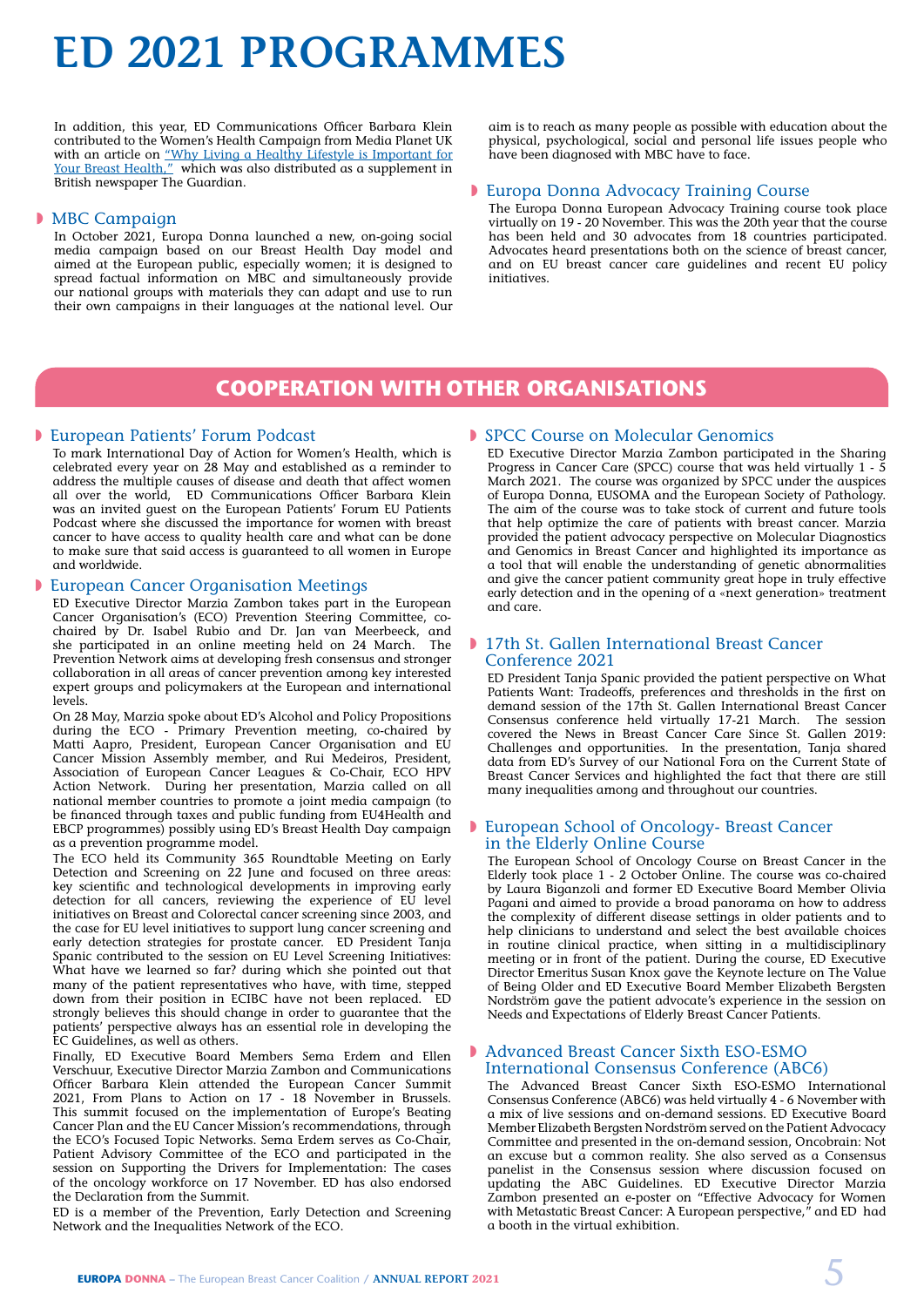# ED 2021 PROGRAMMES

In addition, this year, ED Communications Officer Barbara Klein contributed to the Women's Health Campaign from Media Planet UK with an article on "Why Living a Healthy Lifestyle is Important for Your Breast Health," which was also distributed as a supplement in British newspaper The Guardian.

### MBC Campaign

In October 2021, Europa Donna launched a new, on-going social media campaign based on our Breast Health Day model and aimed at the European public, especially women; it is designed to spread factual information on MBC and simultaneously provide our national groups with materials they can adapt and use to run their own campaigns in their languages at the national level. Our aim is to reach as many people as possible with education about the physical, psychological, social and personal life issues people who have been diagnosed with MBC have to face.

### Europa Donna Advocacy Training Course

The Europa Donna European Advocacy Training course took place virtually on 19 - 20 November. This was the 20th year that the course has been held and 30 advocates from 18 countries participated. Advocates heard presentations both on the science of breast cancer, and on EU breast cancer care guidelines and recent EU policy initiatives.

## COOPERATION WITH OTHER ORGANISATIONS

### European Patients' Forum Podcast

To mark International Day of Action for Women's Health, which is celebrated every year on 28 May and established as a reminder to address the multiple causes of disease and death that affect women all over the world, ED Communications Officer Barbara Klein was an invited guest on the European Patients' Forum EU Patients Podcast where she discussed the importance for women with breast cancer to have access to quality health care and what can be done to make sure that said access is guaranteed to all women in Europe and worldwide.

### European Cancer Organisation Meetings

ED Executive Director Marzia Zambon takes part in the European Cancer Organisation's (ECO) Prevention Steering Committee, co-chaired by Dr. Isabel Rubio and Dr. Jan van Meerbeeck, and she participated in an online meeting held on 24 March. The Prevention Network aims at developing fresh consensus and stronger collaboration in all areas of cancer prevention among key interested expert groups and policymakers at the European and international levels.

On 28 May, Marzia spoke about ED's Alcohol and Policy Propositions during the ECO - Primary Prevention meeting, co-chaired by Matti Aapro, President, European Cancer Organisation and EU Cancer Mission Assembly member, and Rui Medeiros, President, Association of European Cancer Leagues & Co-Chair, ECO HPV Action Network. During her presentation, Marzia called on all national member countries to promote a joint media campaign (to be financed through taxes and public funding from EU4Health and EBCP programmes) possibly using ED's Breast Health Day campaign as a prevention programme model.

The ECO held its Community 365 Roundtable Meeting on Early Detection and Screening on 22 June and focused on three areas: key scientific and technological developments in improving early detection for all cancers, reviewing the experience of EU level initiatives on Breast and Colorectal cancer screening since 2003, and the case for EU level initiatives to support lung cancer screening and early detection strategies for prostate cancer. ED President Tanja Spanic contributed to the session on EU Level Screening Initiatives: What have we learned so far? during which she pointed out that many of the patient representatives who have, with time, stepped down from their position in ECIBC have not been replaced. ED strongly believes this should change in order to guarantee that the patients' perspective always has an essential role in developing the EC Guidelines, as well as others.

Finally, ED Executive Board Members Sema Erdem and Ellen Verschuur, Executive Director Marzia Zambon and Communications Officer Barbara Klein attended the European Cancer Summit 2021, From Plans to Action on 17 - 18 November in Brussels. This summit focused on the implementation of Europe's Beating Cancer Plan and the EU Cancer Mission's recommendations, through the ECO's Focused Topic Networks. Sema Erdem serves as Co-Chair, Patient Advisory Committee of the ECO and participated in the session on Supporting the Drivers for Implementation: The cases of the oncology workforce on 17 November. ED has also endorsed the Declaration from the Summit.

ED is a member of the Prevention, Early Detection and Screening Network and the Inequalities Network of the ECO.

### SPCC Course on Molecular Genomics

ED Executive Director Marzia Zambon participated in the Sharing Progress in Cancer Care (SPCC) course that was held virtually 1 - 5 March 2021. The course was organized by SPCC under the auspices of Europa Donna, EUSOMA and the European Society of Pathology. The aim of the course was to take stock of current and future tools that help optimize the care of patients with breast cancer. Marzia provided the patient advocacy perspective on Molecular Diagnostics and Genomics in Breast Cancer and highlighted its importance as a tool that will enable the understanding of genetic abnormalities and give the cancer patient community great hope in truly effective early detection and in the opening of a «next generation» treatment and care.

### 17th St. Gallen International Breast Cancer Conference 2021

ED President Tanja Spanic provided the patient perspective on What Patients Want: Tradeoffs, preferences and thresholds in the first on demand session of the 17th St. Gallen International Breast Cancer Consensus conference held virtually 17-21 March. The session covered the News in Breast Cancer Care Since St. Gallen 2019: Challenges and opportunities. In the presentation, Tanja shared data from ED's Survey of our National Fora on the Current State of Breast Cancer Services and highlighted the fact that there are still many inequalities among and throughout our countries.

### European School of Oncology- Breast Cancer in the Elderly Online Course

The European School of Oncology Course on Breast Cancer in the Elderly took place 1 - 2 October Online. The course was co-chaired by Laura Biganzoli and former ED Executive Board Member Olivia Pagani and aimed to provide a broad panorama on how to address the complexity of different disease settings in older patients and to help clinicians to understand and select the best available choices in routine clinical practice, when sitting in a multidisciplinary meeting or in front of the patient. During the course, ED Executive Director Emeritus Susan Knox gave the Keynote lecture on The Value of Being Older and ED Executive Board Member Elizabeth Bergsten Nordström gave the patient advocate's experience in the session on Needs and Expectations of Elderly Breast Cancer Patients.

### Advanced Breast Cancer Sixth ESO-ESMO International Consensus Conference (ABC6)

The Advanced Breast Cancer Sixth ESO-ESMO International Consensus Conference (ABC6) was held virtually 4 - 6 November with a mix of live sessions and on-demand sessions. ED Executive Board Member Elizabeth Bergsten Nordström served on the Patient Advocacy Committee and presented in the on-demand session, Oncobrain: Not an excuse but a common reality. She also served as a Consensus panelist in the Consensus session where discussion focused on updating the ABC Guidelines. ED Executive Director Marzia Zambon presented an e-poster on "Effective Advocacy for Women with Metastatic Breast Cancer: A European perspective," and ED had a booth in the virtual exhibition.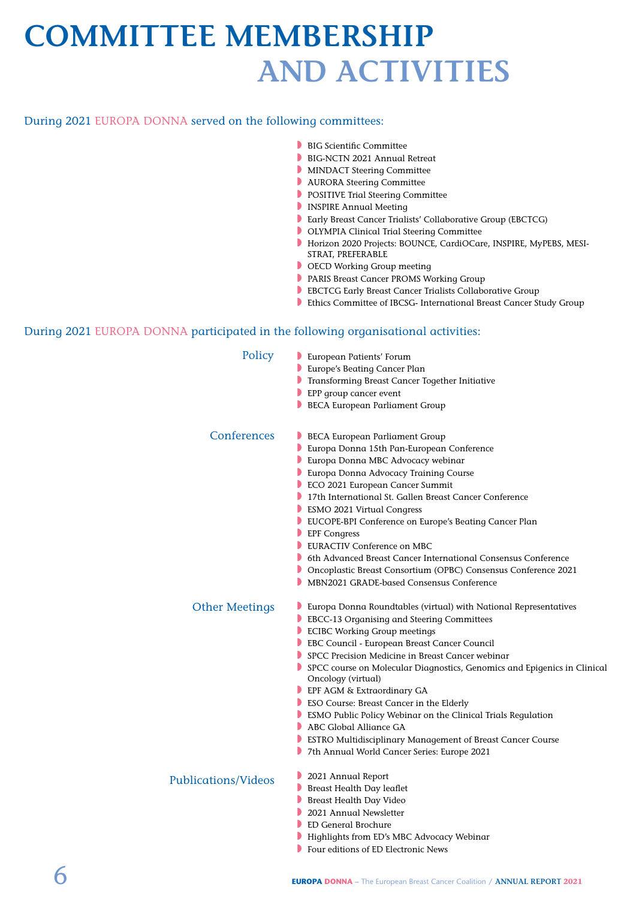# COMMITTEE MEMBERSHIP AND ACTIVITIES

During 2021 EUROPA DONNA served on the following committees:

- BIG Scientific Committee
- BIG-NCTN 2021 Annual Retreat
- MINDACT Steering Committee
- AURORA Steering Committee
- POSITIVE Trial Steering Committee
- INSPIRE Annual Meeting
- Early Breast Cancer Trialists' Collaborative Group (EBCTCG)
- OLYMPIA Clinical Trial Steering Committee
- Horizon 2020 Projects: BOUNCE, CardiOCare, INSPIRE, MyPEBS, MESI-STRAT, PREFERABLE
- OECD Working Group meeting
- PARIS Breast Cancer PROMS Working Group
- EBCTCG Early Breast Cancer Trialists Collaborative Group
- Ethics Committee of IBCSG- International Breast Cancer Study Group

During 2021 EUROPA DONNA participated in the following organisational activities:

### Policy

- European Patients' Forum
- Europe's Beating Cancer Plan
- Transforming Breast Cancer Together Initiative
- EPP group cancer event
- BECA European Parliament Group

### Conferences

- BECA European Parliament Group
- Europa Donna 15th Pan-European Conference
- Europa Donna MBC Advocacy webinar
- Europa Donna Advocacy Training Course
- ECO 2021 European Cancer Summit
- 17th International St. Gallen Breast Cancer Conference
- ESMO 2021 Virtual Congress
- EUCOPE-BPI Conference on Europe's Beating Cancer Plan
- EPF Congress
- EURACTIV Conference on MBC
- 6th Advanced Breast Cancer International Consensus Conference
- Oncoplastic Breast Consortium (OPBC) Consensus Conference 2021
- MBN2021 GRADE-based Consensus Conference

### Other Meetings

- Europa Donna Roundtables (virtual) with National Representatives
- EBCC-13 Organising and Steering Committees
- ECIBC Working Group meetings
- EBC Council - European Breast Cancer Council
- SPCC Precision Medicine in Breast Cancer webinar
- SPCC course on Molecular Diagnostics, Genomics and Epigenics in Clinical Oncology (virtual)
- EPF AGM & Extraordinary GA
- ESO Course: Breast Cancer in the Elderly
- ESMO Public Policy Webinar on the Clinical Trials Regulation
- ABC Global Alliance GA
- ESTRO Multidisciplinary Management of Breast Cancer Course
- 7th Annual World Cancer Series: Europe 2021

### Publications/Videos

- 2021 Annual Report
- Breast Health Day leaflet
- Breast Health Day Video
- 2021 Annual Newsletter
- ED General Brochure
- Highlights from ED's MBC Advocacy Webinar
- Four editions of ED Electronic News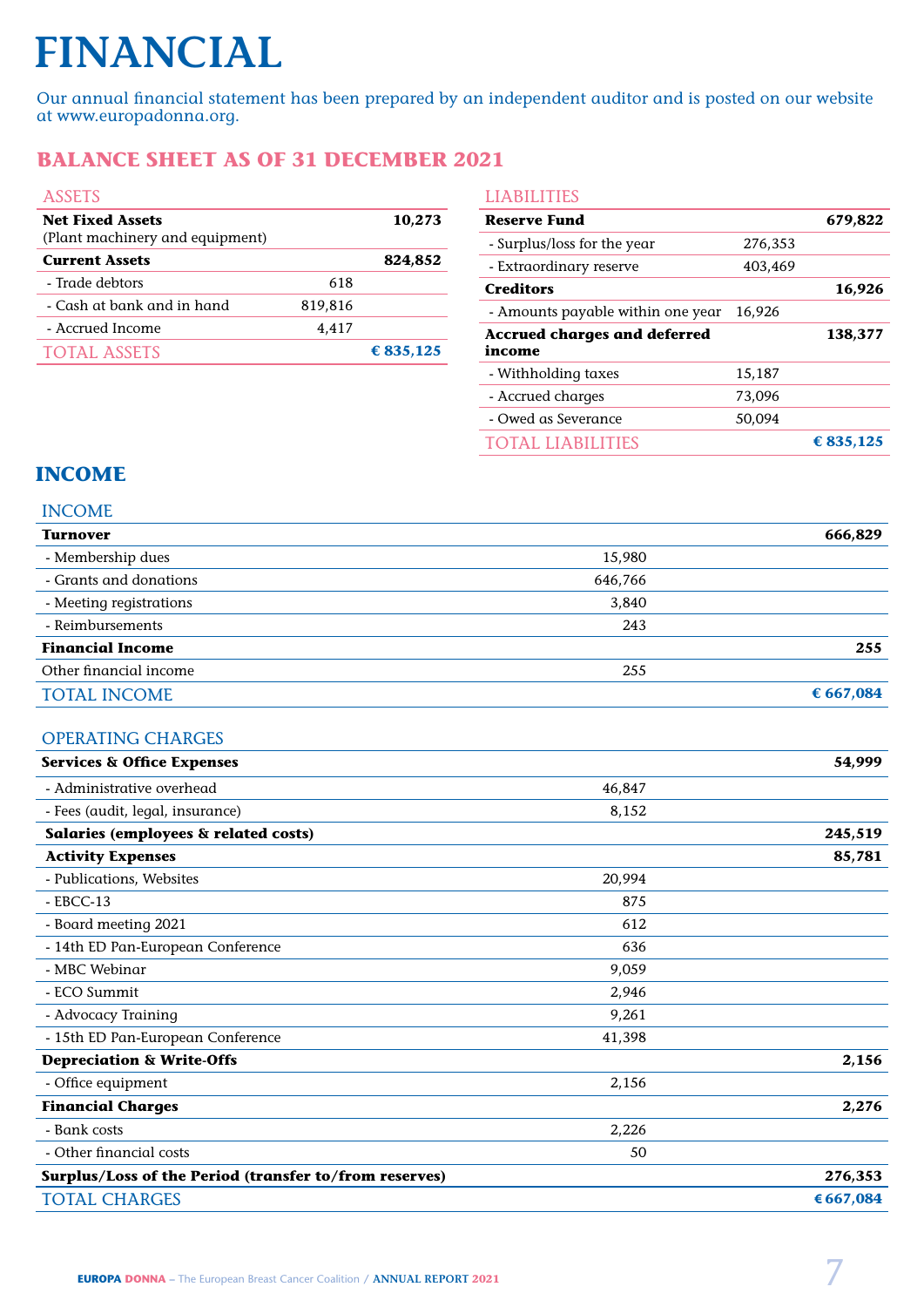# FINANCIAL

Our annual financial statement has been prepared by an independent auditor and is posted on our website at www.europadonna.org.

## BALANCE SHEET AS OF 31 DECEMBER 2021

| ASSETS | | |
|---|---|---|
| **Net Fixed Assets** (Plant machinery and equipment) | | **10,273** |
| **Current Assets** | | **824,852** |
| - Trade debtors | 618 | |
| - Cash at bank and in hand | 819,816 | |
| - Accrued Income | 4,417 | |
| TOTAL ASSETS | | **€ 835,125** |

| LIABILITIES | | |
|---|---|---|
| **Reserve Fund** | | **679,822** |
| - Surplus/loss for the year | 276,353 | |
| - Extraordinary reserve | 403,469 | |
| **Creditors** | | **16,926** |
| - Amounts payable within one year | 16,926 | |
| **Accrued charges and deferred income** | | **138,377** |
| - Withholding taxes | 15,187 | |
| - Accrued charges | 73,096 | |
| - Owed as Severance | 50,094 | |
| TOTAL LIABILITIES | | **€ 835,125** |

## INCOME

| INCOME | | |
|---|---|---|
| **Turnover** | | **666,829** |
| - Membership dues | 15,980 | |
| - Grants and donations | 646,766 | |
| - Meeting registrations | 3,840 | |
| - Reimbursements | 243 | |
| **Financial Income** | | **255** |
| Other financial income | 255 | |
| TOTAL INCOME | | **€ 667,084** |

| OPERATING CHARGES | | |
|---|---|---|
| **Services & Office Expenses** | | **54,999** |
| - Administrative overhead | 46,847 | |
| - Fees (audit, legal, insurance) | 8,152 | |
| **Salaries (employees & related costs)** | | **245,519** |
| **Activity Expenses** | | **85,781** |
| - Publications, Websites | 20,994 | |
| - EBCC-13 | 875 | |
| - Board meeting 2021 | 612 | |
| - 14th ED Pan-European Conference | 636 | |
| - MBC Webinar | 9,059 | |
| - ECO Summit | 2,946 | |
| - Advocacy Training | 9,261 | |
| - 15th ED Pan-European Conference | 41,398 | |
| **Depreciation & Write-Offs** | | **2,156** |
| - Office equipment | 2,156 | |
| **Financial Charges** | | **2,276** |
| - Bank costs | 2,226 | |
| - Other financial costs | 50 | |
| **Surplus/Loss of the Period (transfer to/from reserves)** | | **276,353** |
| TOTAL CHARGES | | **€ 667,084** |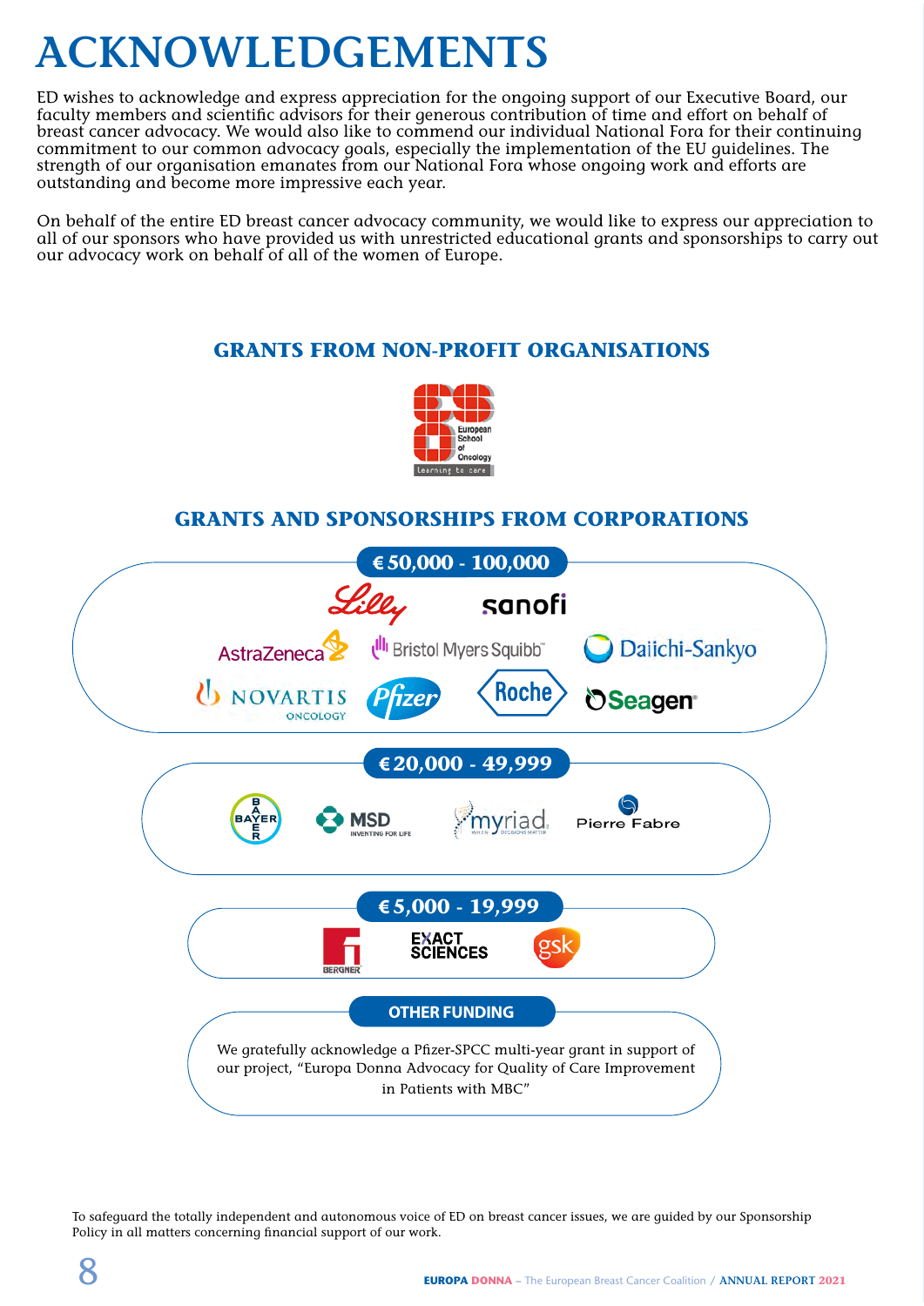# ACKNOWLEDGEMENTS

ED wishes to acknowledge and express appreciation for the ongoing support of our Executive Board, our faculty members and scientific advisors for their generous contribution of time and effort on behalf of breast cancer advocacy. We would also like to commend our individual National Fora for their continuing commitment to our common advocacy goals, especially the implementation of the EU guidelines. The strength of our organisation emanates from our National Fora whose ongoing work and efforts are outstanding and become more impressive each year.

On behalf of the entire ED breast cancer advocacy community, we would like to express our appreciation to all of our sponsors who have provided us with unrestricted educational grants and sponsorships to carry out our advocacy work on behalf of all of the women of Europe.

## GRANTS FROM NON-PROFIT ORGANISATIONS

European School of Oncology
Learning to care

## GRANTS AND SPONSORSHIPS FROM CORPORATIONS

### € 50,000 - 100,000

Lilly, sanofi, AstraZeneca, Bristol Myers Squibb, Daiichi-Sankyo, Novartis Oncology, Pfizer, Roche, Seagen

### € 20,000 - 49,999

Bayer, MSD, myriad, Pierre Fabre

### € 5,000 - 19,999

Bergner, Exact Sciences, gsk

### OTHER FUNDING

We gratefully acknowledge a Pfizer-SPCC multi-year grant in support of our project, "Europa Donna Advocacy for Quality of Care Improvement in Patients with MBC"

To safeguard the totally independent and autonomous voice of ED on breast cancer issues, we are guided by our Sponsorship Policy in all matters concerning financial support of our work.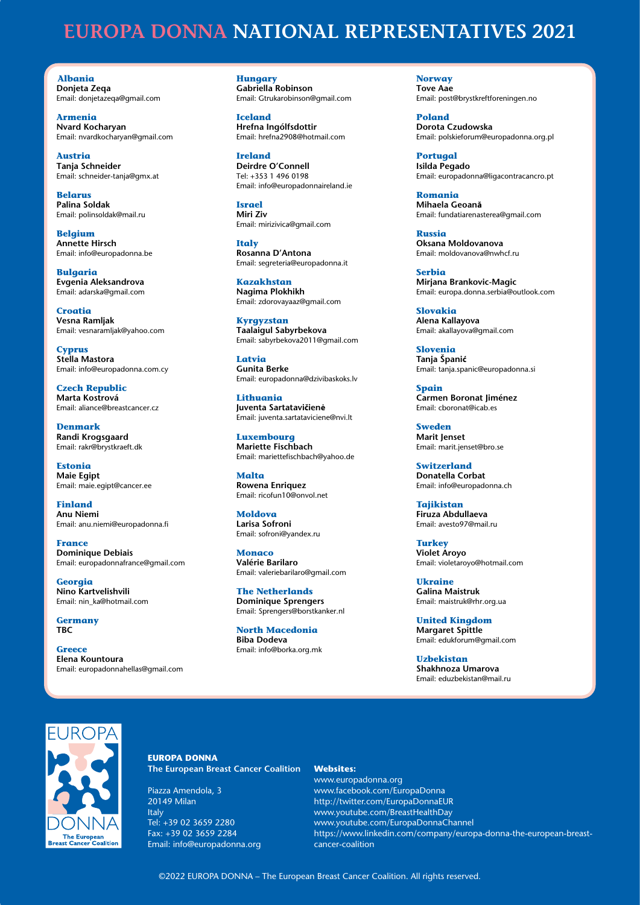# EUROPA DONNA NATIONAL REPRESENTATIVES 2021

**Albania**
**Donjeta Zeqa**
Email: donjetazeqa@gmail.com

**Armenia**
**Nvard Kocharyan**
Email: nvardkocharyan@gmail.com

**Austria**
**Tanja Schneider**
Email: schneider-tanja@gmx.at

**Belarus**
**Palina Soldak**
Email: polinsoldak@mail.ru

**Belgium**
**Annette Hirsch**
Email: info@europadonna.be

**Bulgaria**
**Evgenia Aleksandrova**
Email: adarska@gmail.com

**Croatia**
**Vesna Ramljak**
Email: vesnaramljak@yahoo.com

**Cyprus**
**Stella Mastora**
Email: info@europadonna.com.cy

**Czech Republic**
**Marta Kostrová**
Email: aliance@breastcancer.cz

**Denmark**
**Randi Krogsgaard**
Email: rakr@brystkraeft.dk

**Estonia**
**Maie Egipt**
Email: maie.egipt@cancer.ee

**Finland**
**Anu Niemi**
Email: anu.niemi@europadonna.fi

**France**
**Dominique Debiais**
Email: europadonnafrance@gmail.com

**Georgia**
**Nino Kartvelishvili**
Email: nin_ka@hotmail.com

**Germany**
**TBC**

**Greece**
**Elena Kountoura**
Email: europadonnahellas@gmail.com

**Hungary**
**Gabriella Robinson**
Email: Gtrukarobinson@gmail.com

**Iceland**
**Hrefna Ingólfsdottir**
Email: hrefna2908@hotmail.com

**Ireland**
**Deirdre O'Connell**
Tel: +353 1 496 0198
Email: info@europadonnaireland.ie

**Israel**
**Miri Ziv**
Email: mirizivica@gmail.com

**Italy**
**Rosanna D'Antona**
Email: segreteria@europadonna.it

**Kazakhstan**
**Nagima Plokhikh**
Email: zdorovayaaz@gmail.com

**Kyrgyzstan**
**Taalaigul Sabyrbekova**
Email: sabyrbekova2011@gmail.com

**Latvia**
**Gunita Berke**
Email: europadonna@dzivibaskoks.lv

**Lithuania**
**Juventa Sartatavičienė**
Email: juventa.sartataviciene@nvi.lt

**Luxembourg**
**Mariette Fischbach**
Email: mariettefischbach@yahoo.de

**Malta**
**Rowena Enriquez**
Email: ricofun10@onvol.net

**Moldova**
**Larisa Sofroni**
Email: sofroni@yandex.ru

**Monaco**
**Valérie Barilaro**
Email: valeriebarilaro@gmail.com

**The Netherlands**
**Dominique Sprengers**
Email: Sprengers@borstkanker.nl

**North Macedonia**
**Biba Dodeva**
Email: info@borka.org.mk

**Norway**
**Tove Aae**
Email: post@brystkreftforeningen.no

**Poland**
**Dorota Czudowska**
Email: polskieforum@europadonna.org.pl

**Portugal**
**Isilda Pegado**
Email: europadonna@ligacontracancro.pt

**Romania**
**Mihaela Geoană**
Email: fundatiarenasterea@gmail.com

**Russia**
**Oksana Moldovanova**
Email: moldovanova@nwhcf.ru

**Serbia**
**Mirjana Brankovic-Magic**
Email: europa.donna.serbia@outlook.com

**Slovakia**
**Alena Kallayova**
Email: akallayova@gmail.com

**Slovenia**
**Tanja Španić**
Email: tanja.spanic@europadonna.si

**Spain**
**Carmen Boronat Jiménez**
Email: cboronat@icab.es

**Sweden**
**Marit Jenset**
Email: marit.jenset@bro.se

**Switzerland**
**Donatella Corbat**
Email: info@europadonna.ch

**Tajikistan**
**Firuza Abdullaeva**
Email: avesto97@mail.ru

**Turkey**
**Violet Aroyo**
Email: violetaroyo@hotmail.com

**Ukraine**
**Galina Maistruk**
Email: maistruk@rhr.org.ua

**United Kingdom**
**Margaret Spittle**
Email: edukforum@gmail.com

**Uzbekistan**
**Shakhnoza Umarova**
Email: eduzbekistan@mail.ru

EUROPA DONNA
The European Breast Cancer Coalition

**EUROPA DONNA**
**The European Breast Cancer Coalition**

Piazza Amendola, 3
20149 Milan
Italy
Tel: +39 02 3659 2280
Fax: +39 02 3659 2284
Email: info@europadonna.org

**Websites:**
www.europadonna.org
www.facebook.com/EuropaDonna
http://twitter.com/EuropaDonnaEUR
www.youtube.com/BreastHealthDay
www.youtube.com/EuropaDonnaChannel
https://www.linkedin.com/company/europa-donna-the-european-breast-cancer-coalition

©2022 EUROPA DONNA – The European Breast Cancer Coalition. All rights reserved.